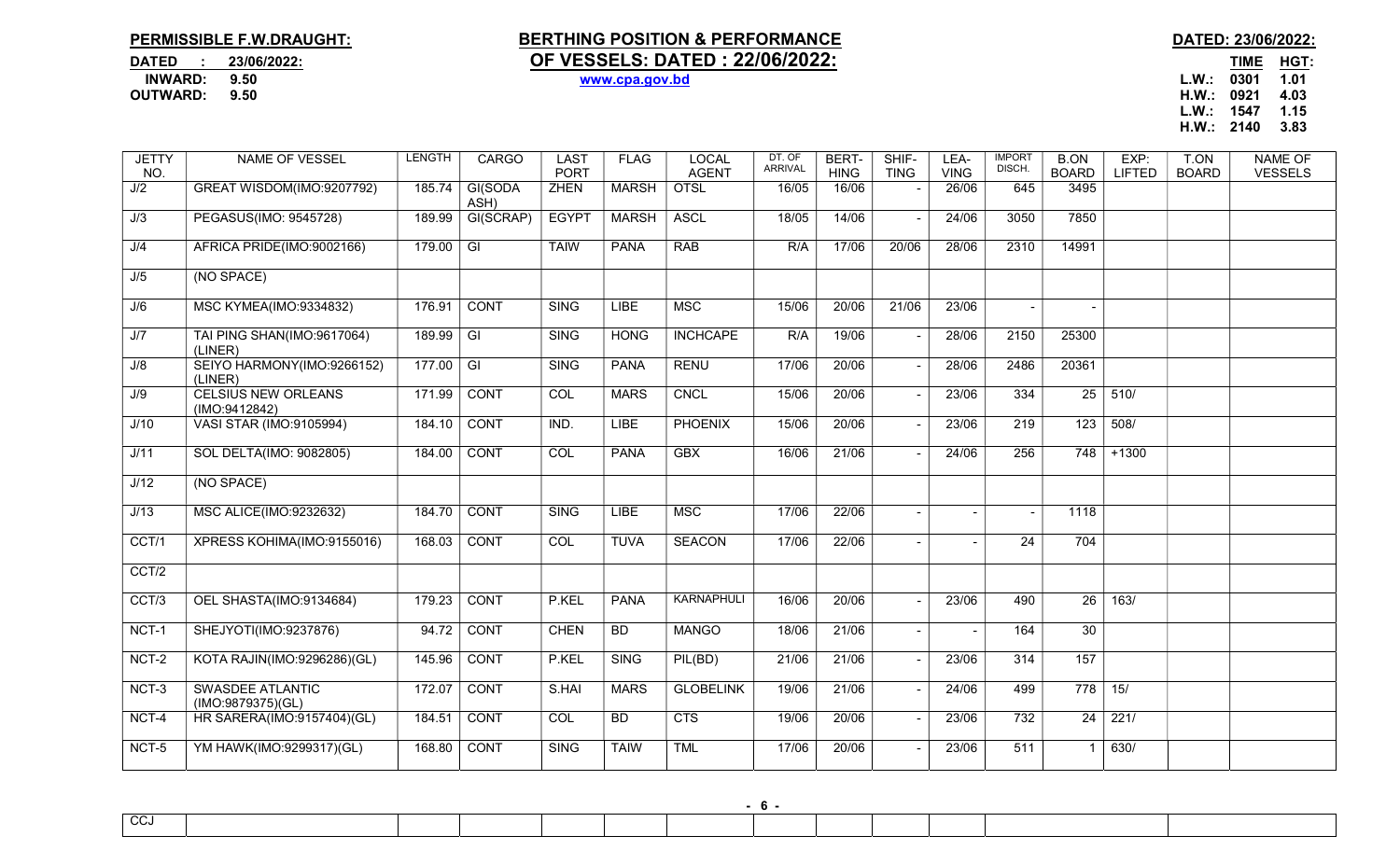**PERMISSIBLE F.W.DRAUGHT:**

**DATED : 23/06/2022:**
**INWARD: 9.50**
**OUTWARD: 9.50**

# BERTHING POSITION & PERFORMANCE OF VESSELS: DATED : 22/06/2022:

**www.cpa.gov.bd**

**DATED: 23/06/2022:**

| | TIME | HGT: |
|---|---|---|
| L.W.: | 0301 | 1.01 |
| H.W.: | 0921 | 4.03 |
| L.W.: | 1547 | 1.15 |
| H.W.: | 2140 | 3.83 |

| JETTY NO. | NAME OF VESSEL | LENGTH | CARGO | LAST PORT | FLAG | LOCAL AGENT | DT. OF ARRIVAL | BERT-HING | SHIF-TING | LEA-VING | IMPORT DISCH. | B.ON BOARD | EXP: LIFTED | T.ON BOARD | NAME OF VESSELS |
|---|---|---|---|---|---|---|---|---|---|---|---|---|---|---|---|
| J/2 | GREAT WISDOM(IMO:9207792) | 185.74 | GI(SODA ASH) | ZHEN | MARSH | OTSL | 16/05 | 16/06 | - | 26/06 | 645 | 3495 | | | |
| J/3 | PEGASUS(IMO: 9545728) | 189.99 | GI(SCRAP) | EGYPT | MARSH | ASCL | 18/05 | 14/06 | - | 24/06 | 3050 | 7850 | | | |
| J/4 | AFRICA PRIDE(IMO:9002166) | 179.00 | GI | TAIW | PANA | RAB | R/A | 17/06 | 20/06 | 28/06 | 2310 | 14991 | | | |
| J/5 | (NO SPACE) | | | | | | | | | | | | | | |
| J/6 | MSC KYMEA(IMO:9334832) | 176.91 | CONT | SING | LIBE | MSC | 15/06 | 20/06 | 21/06 | 23/06 | - | - | | | |
| J/7 | TAI PING SHAN(IMO:9617064) (LINER) | 189.99 | GI | SING | HONG | INCHCAPE | R/A | 19/06 | - | 28/06 | 2150 | 25300 | | | |
| J/8 | SEIYO HARMONY(IMO:9266152) (LINER) | 177.00 | GI | SING | PANA | RENU | 17/06 | 20/06 | - | 28/06 | 2486 | 20361 | | | |
| J/9 | CELSIUS NEW ORLEANS (IMO:9412842) | 171.99 | CONT | COL | MARS | CNCL | 15/06 | 20/06 | - | 23/06 | 334 | 25 | 510/ | | |
| J/10 | VASI STAR (IMO:9105994) | 184.10 | CONT | IND. | LIBE | PHOENIX | 15/06 | 20/06 | - | 23/06 | 219 | 123 | 508/ | | |
| J/11 | SOL DELTA(IMO: 9082805) | 184.00 | CONT | COL | PANA | GBX | 16/06 | 21/06 | - | 24/06 | 256 | 748 | +1300 | | |
| J/12 | (NO SPACE) | | | | | | | | | | | | | | |
| J/13 | MSC ALICE(IMO:9232632) | 184.70 | CONT | SING | LIBE | MSC | 17/06 | 22/06 | - | - | - | 1118 | | | |
| CCT/1 | XPRESS KOHIMA(IMO:9155016) | 168.03 | CONT | COL | TUVA | SEACON | 17/06 | 22/06 | - | - | 24 | 704 | | | |
| CCT/2 | | | | | | | | | | | | | | | |
| CCT/3 | OEL SHASTA(IMO:9134684) | 179.23 | CONT | P.KEL | PANA | KARNAPHULI | 16/06 | 20/06 | - | 23/06 | 490 | 26 | 163/ | | |
| NCT-1 | SHEJYOTI(IMO:9237876) | 94.72 | CONT | CHEN | BD | MANGO | 18/06 | 21/06 | - | - | 164 | 30 | | | |
| NCT-2 | KOTA RAJIN(IMO:9296286)(GL) | 145.96 | CONT | P.KEL | SING | PIL(BD) | 21/06 | 21/06 | - | 23/06 | 314 | 157 | | | |
| NCT-3 | SWASDEE ATLANTIC (IMO:9879375)(GL) | 172.07 | CONT | S.HAI | MARS | GLOBELINK | 19/06 | 21/06 | - | 24/06 | 499 | 778 | 15/ | | |
| NCT-4 | HR SARERA(IMO:9157404)(GL) | 184.51 | CONT | COL | BD | CTS | 19/06 | 20/06 | - | 23/06 | 732 | 24 | 221/ | | |
| NCT-5 | YM HAWK(IMO:9299317)(GL) | 168.80 | CONT | SING | TAIW | TML | 17/06 | 20/06 | - | 23/06 | 511 | 1 | 630/ | | |
| CCJ | | | | | | | | | | | | | | | |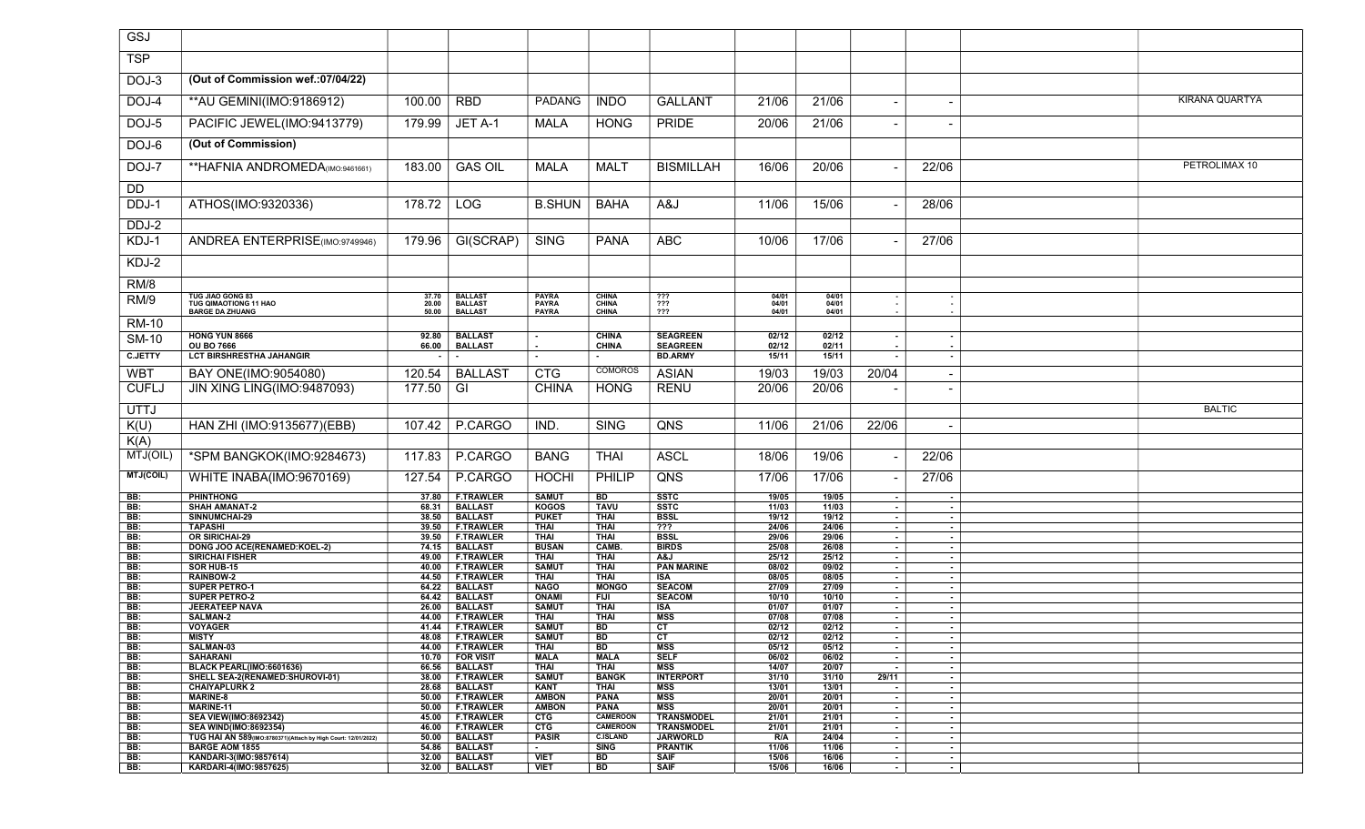| | | | | | | | | | | | | |
|---|---|---|---|---|---|---|---|---|---|---|---|---|
| GSJ | | | | | | | | | | | | |
| TSP | | | | | | | | | | | | |
| DOJ-3 | (Out of Commission wef.:07/04/22) | | | | | | | | | | | |
| DOJ-4 | **AU GEMINI(IMO:9186912) | 100.00 | RBD | PADANG | INDO | GALLANT | 21/06 | 21/06 | - | - | | KIRANA QUARTYA |
| DOJ-5 | PACIFIC JEWEL(IMO:9413779) | 179.99 | JET A-1 | MALA | HONG | PRIDE | 20/06 | 21/06 | - | - | | |
| DOJ-6 | (Out of Commission) | | | | | | | | | | | |
| DOJ-7 | **HAFNIA ANDROMEDA(IMO:9461661) | 183.00 | GAS OIL | MALA | MALT | BISMILLAH | 16/06 | 20/06 | - | 22/06 | | PETROLIMAX 10 |
| DD | | | | | | | | | | | | |
| DDJ-1 | ATHOS(IMO:9320336) | 178.72 | LOG | B.SHUN | BAHA | A&J | 11/06 | 15/06 | - | 28/06 | | |
| DDJ-2 | | | | | | | | | | | | |
| KDJ-1 | ANDREA ENTERPRISE(IMO:9749946) | 179.96 | GI(SCRAP) | SING | PANA | ABC | 10/06 | 17/06 | - | 27/06 | | |
| KDJ-2 | | | | | | | | | | | | |
| RM/8 | | | | | | | | | | | | |
| RM/9 | TUG JIAO GONG 83<br>TUG QIMAOTIONG 11 HAO<br>BARGE DA ZHUANG | 37.70<br>20.00<br>50.00 | BALLAST<br>BALLAST<br>BALLAST | PAYRA<br>PAYRA<br>PAYRA | CHINA<br>CHINA<br>CHINA | ???<br>???<br>??? | 04/01<br>04/01<br>04/01 | 04/01<br>04/01<br>04/01 | -<br>-<br>- | -<br>-<br>- | | |
| RM-10 | | | | | | | | | | | | |
| SM-10 | HONG YUN 8666<br>OU BO 7666 | 92.80<br>66.00 | BALLAST<br>BALLAST | -<br>- | CHINA<br>CHINA | SEAGREEN<br>SEAGREEN | 02/12<br>02/12 | 02/12<br>02/11 | -<br>- | -<br>- | | |
| C.JETTY | LCT BIRSHRESTHA JAHANGIR | - | - | - | - | BD.ARMY | 15/11 | 15/11 | - | - | | |
| WBT | BAY ONE(IMO:9054080) | 120.54 | BALLAST | CTG | COMOROS | ASIAN | 19/03 | 19/03 | 20/04 | - | | |
| CUFLJ | JIN XING LING(IMO:9487093) | 177.50 | GI | CHINA | HONG | RENU | 20/06 | 20/06 | - | - | | |
| UTTJ | | | | | | | | | | | | BALTIC |
| K(U) | HAN ZHI (IMO:9135677)(EBB) | 107.42 | P.CARGO | IND. | SING | QNS | 11/06 | 21/06 | 22/06 | - | | |
| K(A) | | | | | | | | | | | | |
| MTJ(OIL) | *SPM BANGKOK(IMO:9284673) | 117.83 | P.CARGO | BANG | THAI | ASCL | 18/06 | 19/06 | - | 22/06 | | |
| MTJ(COIL) | WHITE INABA(IMO:9670169) | 127.54 | P.CARGO | HOCHI | PHILIP | QNS | 17/06 | 17/06 | - | 27/06 | | |
| BB: | PHINTHONG | 37.80 | F.TRAWLER | SAMUT | BD | SSTC | 19/05 | 19/05 | - | - | | |
| BB: | SHAH AMANAT-2 | 68.31 | BALLAST | KOGOS | TAVU | SSTC | 11/03 | 11/03 | - | - | | |
| BB: | SINNUMCHAI-29 | 38.50 | BALLAST | PUKET | THAI | BSSL | 19/12 | 19/12 | - | - | | |
| BB: | TAPASHI | 39.50 | F.TRAWLER | THAI | THAI | ??? | 24/06 | 24/06 | - | - | | |
| BB: | OR SIRICHAI-29 | 39.50 | F.TRAWLER | THAI | THAI | BSSL | 29/06 | 29/06 | - | - | | |
| BB: | DONG JOO ACE(RENAMED:KOEL-2) | 74.15 | BALLAST | BUSAN | CAMB. | BIRDS | 25/08 | 26/08 | - | - | | |
| BB: | SIRICHAI FISHER | 49.00 | F.TRAWLER | THAI | THAI | A&J | 25/12 | 25/12 | - | - | | |
| BB: | SOR HUB-15 | 40.00 | F.TRAWLER | SAMUT | THAI | PAN MARINE | 08/02 | 09/02 | - | - | | |
| BB: | RAINBOW-2 | 44.50 | F.TRAWLER | THAI | THAI | ISA | 08/05 | 08/05 | - | - | | |
| BB: | SUPER PETRO-1 | 64.22 | BALLAST | NAGO | MONGO | SEACOM | 27/09 | 27/09 | - | - | | |
| BB: | SUPER PETRO-2 | 64.42 | BALLAST | ONAMI | FIJI | SEACOM | 10/10 | 10/10 | - | - | | |
| BB: | JEERATEEP NAVA | 26.00 | BALLAST | SAMUT | THAI | ISA | 01/07 | 01/07 | - | - | | |
| BB: | SALMAN-2 | 44.00 | F.TRAWLER | THAI | THAI | MSS | 07/08 | 07/08 | - | - | | |
| BB: | VOYAGER | 41.44 | F.TRAWLER | SAMUT | BD | CT | 02/12 | 02/12 | - | - | | |
| BB: | MISTY | 48.08 | F.TRAWLER | SAMUT | BD | CT | 02/12 | 02/12 | - | - | | |
| BB: | SALMAN-03 | 44.00 | F.TRAWLER | THAI | BD | MSS | 05/12 | 05/12 | - | - | | |
| BB: | SAHARANI | 10.70 | FOR VISIT | MALA | MALA | SELF | 06/02 | 06/02 | - | - | | |
| BB: | BLACK PEARL(IMO:6601636) | 66.56 | BALLAST | THAI | THAI | MSS | 14/07 | 20/07 | - | - | | |
| BB: | SHELL SEA-2(RENAMED:SHUROVI-01) | 38.00 | F.TRAWLER | SAMUT | BANGK | INTERPORT | 31/10 | 31/10 | 29/11 | - | | |
| BB: | CHAIYAPLURK 2 | 28.68 | BALLAST | KANT | THAI | MSS | 13/01 | 13/01 | - | - | | |
| BB: | MARINE-8 | 50.00 | F.TRAWLER | AMBON | PANA | MSS | 20/01 | 20/01 | - | - | | |
| BB: | MARINE-11 | 50.00 | F.TRAWLER | AMBON | PANA | MSS | 20/01 | 20/01 | - | - | | |
| BB: | SEA VIEW(IMO:8692342) | 45.00 | F.TRAWLER | CTG | CAMEROON | TRANSMODEL | 21/01 | 21/01 | - | - | | |
| BB: | SEA WIND(IMO:8692354) | 46.00 | F.TRAWLER | CTG | CAMEROON | TRANSMODEL | 21/01 | 21/01 | - | - | | |
| BB: | TUG HAI AN 589(IMO:8780371)(Attach by High Court: 12/01/2022) | 50.00 | BALLAST | PASIR | C.ISLAND | JARWORLD | R/A | 24/04 | - | - | | |
| BB: | BARGE AOM 1855 | 54.86 | BALLAST | - | SING | PRANTIK | 11/06 | 11/06 | - | - | | |
| BB: | KANDARI-3(IMO:9857614) | 32.00 | BALLAST | VIET | BD | SAIF | 15/06 | 16/06 | - | - | | |
| BB: | KARDARI-4(IMO:9857625) | 32.00 | BALLAST | VIET | BD | SAIF | 15/06 | 16/06 | - | - | | |